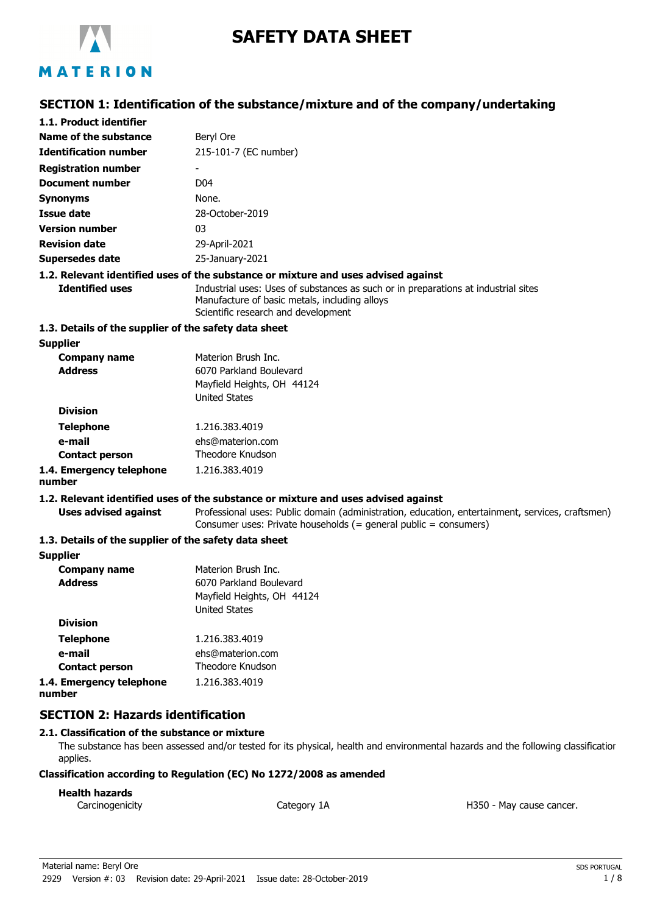# SAFETY DATA SHEET

## SECTION 1: Identification of the substance/mixture and of the company/undertaking

### 1.1. Product identifier

| | |
|---|---|
| **Name of the substance** | Beryl Ore |
| **Identification number** | 215-101-7 (EC number) |
| **Registration number** | - |
| **Document number** | D04 |
| **Synonyms** | None. |
| **Issue date** | 28-October-2019 |
| **Version number** | 03 |
| **Revision date** | 29-April-2021 |
| **Supersedes date** | 25-January-2021 |

### 1.2. Relevant identified uses of the substance or mixture and uses advised against

**Identified uses**
Industrial uses: Uses of substances as such or in preparations at industrial sites
Manufacture of basic metals, including alloys
Scientific research and development

### 1.3. Details of the supplier of the safety data sheet

**Supplier**

| | |
|---|---|
| **Company name** | Materion Brush Inc. |
| **Address** | 6070 Parkland Boulevard<br>Mayfield Heights, OH 44124<br>United States |
| **Division** | |
| **Telephone** | 1.216.383.4019 |
| **e-mail** | ehs@materion.com |
| **Contact person** | Theodore Knudson |
| **1.4. Emergency telephone number** | 1.216.383.4019 |

### 1.2. Relevant identified uses of the substance or mixture and uses advised against

**Uses advised against**
Professional uses: Public domain (administration, education, entertainment, services, craftsmen)
Consumer uses: Private households (= general public = consumers)

### 1.3. Details of the supplier of the safety data sheet

**Supplier**

| | |
|---|---|
| **Company name** | Materion Brush Inc. |
| **Address** | 6070 Parkland Boulevard<br>Mayfield Heights, OH 44124<br>United States |
| **Division** | |
| **Telephone** | 1.216.383.4019 |
| **e-mail** | ehs@materion.com |
| **Contact person** | Theodore Knudson |
| **1.4. Emergency telephone number** | 1.216.383.4019 |

## SECTION 2: Hazards identification

### 2.1. Classification of the substance or mixture

The substance has been assessed and/or tested for its physical, health and environmental hazards and the following classification applies.

**Classification according to Regulation (EC) No 1272/2008 as amended**

**Health hazards**

| | | |
|---|---|---|
| Carcinogenicity | Category 1A | H350 - May cause cancer. |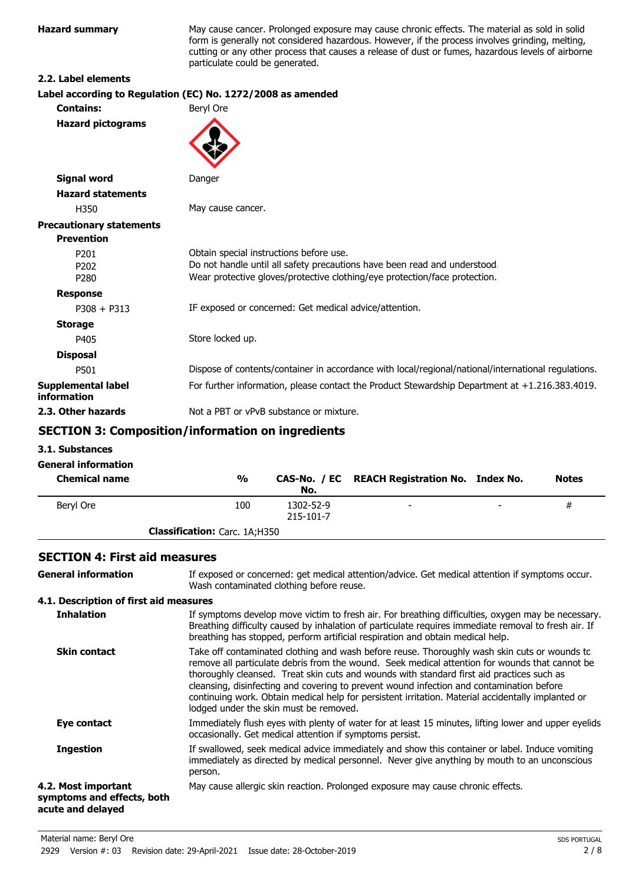**Hazard summary** May cause cancer. Prolonged exposure may cause chronic effects. The material as sold in solid form is generally not considered hazardous. However, if the process involves grinding, melting, cutting or any other process that causes a release of dust or fumes, hazardous levels of airborne particulate could be generated.

**2.2. Label elements**

**Label according to Regulation (EC) No. 1272/2008 as amended**

**Contains:** Beryl Ore

**Hazard pictograms**

**Signal word** Danger

**Hazard statements**

H350 May cause cancer.

**Precautionary statements**

**Prevention**

P201 Obtain special instructions before use.
P202 Do not handle until all safety precautions have been read and understood.
P280 Wear protective gloves/protective clothing/eye protection/face protection.

**Response**

P308 + P313 IF exposed or concerned: Get medical advice/attention.

**Storage**

P405 Store locked up.

**Disposal**

P501 Dispose of contents/container in accordance with local/regional/national/international regulations.

**Supplemental label information** For further information, please contact the Product Stewardship Department at +1.216.383.4019.

**2.3. Other hazards** Not a PBT or vPvB substance or mixture.

## SECTION 3: Composition/information on ingredients

**3.1. Substances**

**General information**

| Chemical name | % | CAS-No. / EC No. | REACH Registration No. | Index No. | Notes |
|---|---|---|---|---|---|
| Beryl Ore | 100 | 1302-52-9 215-101-7 | - | - | # |
| **Classification:** Carc. 1A;H350 | | | | | |

## SECTION 4: First aid measures

**General information** If exposed or concerned: get medical attention/advice. Get medical attention if symptoms occur. Wash contaminated clothing before reuse.

**4.1. Description of first aid measures**

**Inhalation** If symptoms develop move victim to fresh air. For breathing difficulties, oxygen may be necessary. Breathing difficulty caused by inhalation of particulate requires immediate removal to fresh air. If breathing has stopped, perform artificial respiration and obtain medical help.

**Skin contact** Take off contaminated clothing and wash before reuse. Thoroughly wash skin cuts or wounds to remove all particulate debris from the wound. Seek medical attention for wounds that cannot be thoroughly cleansed. Treat skin cuts and wounds with standard first aid practices such as cleansing, disinfecting and covering to prevent wound infection and contamination before continuing work. Obtain medical help for persistent irritation. Material accidentally implanted or lodged under the skin must be removed.

**Eye contact** Immediately flush eyes with plenty of water for at least 15 minutes, lifting lower and upper eyelids occasionally. Get medical attention if symptoms persist.

**Ingestion** If swallowed, seek medical advice immediately and show this container or label. Induce vomiting immediately as directed by medical personnel. Never give anything by mouth to an unconscious person.

**4.2. Most important symptoms and effects, both acute and delayed** May cause allergic skin reaction. Prolonged exposure may cause chronic effects.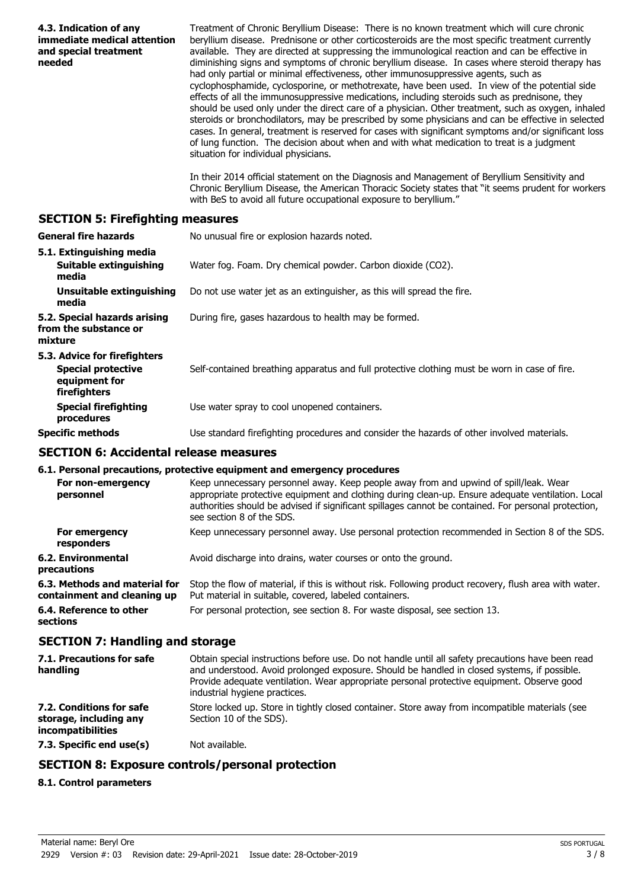**4.3. Indication of any immediate medical attention and special treatment needed**

Treatment of Chronic Beryllium Disease: There is no known treatment which will cure chronic beryllium disease. Prednisone or other corticosteroids are the most specific treatment currently available. They are directed at suppressing the immunological reaction and can be effective in diminishing signs and symptoms of chronic beryllium disease. In cases where steroid therapy has had only partial or minimal effectiveness, other immunosuppressive agents, such as cyclophosphamide, cyclosporine, or methotrexate, have been used. In view of the potential side effects of all the immunosuppressive medications, including steroids such as prednisone, they should be used only under the direct care of a physician. Other treatment, such as oxygen, inhaled steroids or bronchodilators, may be prescribed by some physicians and can be effective in selected cases. In general, treatment is reserved for cases with significant symptoms and/or significant loss of lung function. The decision about when and with what medication to treat is a judgment situation for individual physicians.

In their 2014 official statement on the Diagnosis and Management of Beryllium Sensitivity and Chronic Beryllium Disease, the American Thoracic Society states that "it seems prudent for workers with BeS to avoid all future occupational exposure to beryllium."

## SECTION 5: Firefighting measures

**General fire hazards** — No unusual fire or explosion hazards noted.

**5.1. Extinguishing media**

- **Suitable extinguishing media** — Water fog. Foam. Dry chemical powder. Carbon dioxide ($CO_2$).
- **Unsuitable extinguishing media** — Do not use water jet as an extinguisher, as this will spread the fire.

**5.2. Special hazards arising from the substance or mixture** — During fire, gases hazardous to health may be formed.

**5.3. Advice for firefighters**

- **Special protective equipment for firefighters** — Self-contained breathing apparatus and full protective clothing must be worn in case of fire.
- **Special firefighting procedures** — Use water spray to cool unopened containers.

**Specific methods** — Use standard firefighting procedures and consider the hazards of other involved materials.

## SECTION 6: Accidental release measures

**6.1. Personal precautions, protective equipment and emergency procedures**

- **For non-emergency personnel** — Keep unnecessary personnel away. Keep people away from and upwind of spill/leak. Wear appropriate protective equipment and clothing during clean-up. Ensure adequate ventilation. Local authorities should be advised if significant spillages cannot be contained. For personal protection, see section 8 of the SDS.
- **For emergency responders** — Keep unnecessary personnel away. Use personal protection recommended in Section 8 of the SDS.

**6.2. Environmental precautions** — Avoid discharge into drains, water courses or onto the ground.

**6.3. Methods and material for containment and cleaning up** — Stop the flow of material, if this is without risk. Following product recovery, flush area with water. Put material in suitable, covered, labeled containers.

**6.4. Reference to other sections** — For personal protection, see section 8. For waste disposal, see section 13.

## SECTION 7: Handling and storage

**7.1. Precautions for safe handling** — Obtain special instructions before use. Do not handle until all safety precautions have been read and understood. Avoid prolonged exposure. Should be handled in closed systems, if possible. Provide adequate ventilation. Wear appropriate personal protective equipment. Observe good industrial hygiene practices.

**7.2. Conditions for safe storage, including any incompatibilities** — Store locked up. Store in tightly closed container. Store away from incompatible materials (see Section 10 of the SDS).

**7.3. Specific end use(s)** — Not available.

## SECTION 8: Exposure controls/personal protection

**8.1. Control parameters**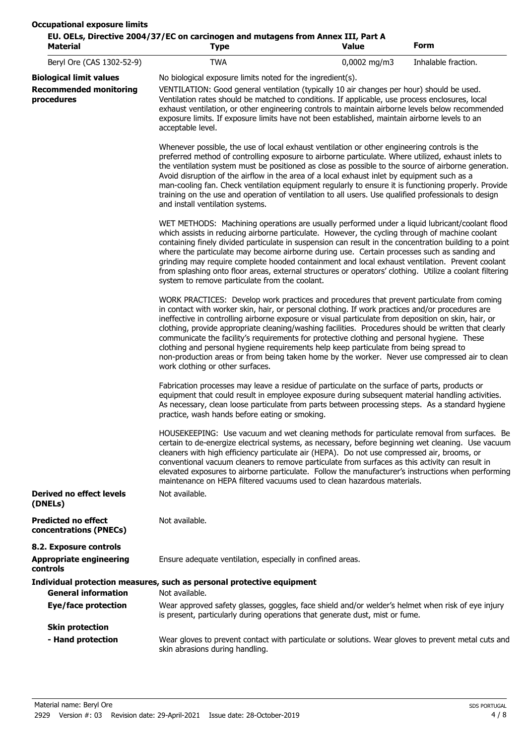**Occupational exposure limits**

**EU. OELs, Directive 2004/37/EC on carcinogen and mutagens from Annex III, Part A**

| Material | Type | Value | Form |
|---|---|---|---|
| Beryl Ore (CAS 1302-52-9) | TWA | 0,0002 mg/m3 | Inhalable fraction. |

**Biological limit values** No biological exposure limits noted for the ingredient(s).

**Recommended monitoring procedures** VENTILATION: Good general ventilation (typically 10 air changes per hour) should be used. Ventilation rates should be matched to conditions. If applicable, use process enclosures, local exhaust ventilation, or other engineering controls to maintain airborne levels below recommended exposure limits. If exposure limits have not been established, maintain airborne levels to an acceptable level.

Whenever possible, the use of local exhaust ventilation or other engineering controls is the preferred method of controlling exposure to airborne particulate. Where utilized, exhaust inlets to the ventilation system must be positioned as close as possible to the source of airborne generation. Avoid disruption of the airflow in the area of a local exhaust inlet by equipment such as a man-cooling fan. Check ventilation equipment regularly to ensure it is functioning properly. Provide training on the use and operation of ventilation to all users. Use qualified professionals to design and install ventilation systems.

WET METHODS: Machining operations are usually performed under a liquid lubricant/coolant flood which assists in reducing airborne particulate. However, the cycling through of machine coolant containing finely divided particulate in suspension can result in the concentration building to a point where the particulate may become airborne during use. Certain processes such as sanding and grinding may require complete hooded containment and local exhaust ventilation. Prevent coolant from splashing onto floor areas, external structures or operators' clothing. Utilize a coolant filtering system to remove particulate from the coolant.

WORK PRACTICES: Develop work practices and procedures that prevent particulate from coming in contact with worker skin, hair, or personal clothing. If work practices and/or procedures are ineffective in controlling airborne exposure or visual particulate from deposition on skin, hair, or clothing, provide appropriate cleaning/washing facilities. Procedures should be written that clearly communicate the facility's requirements for protective clothing and personal hygiene. These clothing and personal hygiene requirements help keep particulate from being spread to non-production areas or from being taken home by the worker. Never use compressed air to clean work clothing or other surfaces.

Fabrication processes may leave a residue of particulate on the surface of parts, products or equipment that could result in employee exposure during subsequent material handling activities. As necessary, clean loose particulate from parts between processing steps. As a standard hygiene practice, wash hands before eating or smoking.

HOUSEKEEPING: Use vacuum and wet cleaning methods for particulate removal from surfaces. Be certain to de-energize electrical systems, as necessary, before beginning wet cleaning. Use vacuum cleaners with high efficiency particulate air (HEPA). Do not use compressed air, brooms, or conventional vacuum cleaners to remove particulate from surfaces as this activity can result in elevated exposures to airborne particulate. Follow the manufacturer's instructions when performing maintenance on HEPA filtered vacuums used to clean hazardous materials.

**Derived no effect levels (DNELs)** Not available.

**Predicted no effect concentrations (PNECs)** Not available.

**8.2. Exposure controls**

**Appropriate engineering controls** Ensure adequate ventilation, especially in confined areas.

**Individual protection measures, such as personal protective equipment**

**General information** Not available.

**Eye/face protection** Wear approved safety glasses, goggles, face shield and/or welder's helmet when risk of eye injury is present, particularly during operations that generate dust, mist or fume.

**Skin protection**

**- Hand protection** Wear gloves to prevent contact with particulate or solutions. Wear gloves to prevent metal cuts and skin abrasions during handling.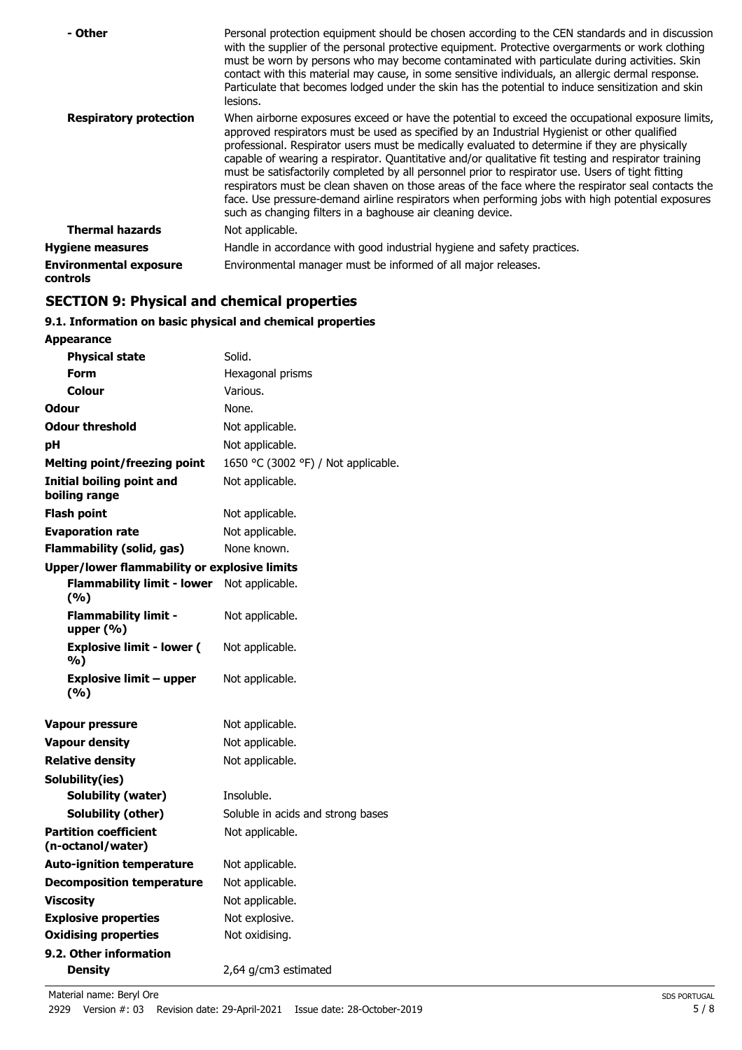| | |
|---|---|
| **- Other** | Personal protection equipment should be chosen according to the CEN standards and in discussion with the supplier of the personal protective equipment. Protective overgarments or work clothing must be worn by persons who may become contaminated with particulate during activities. Skin contact with this material may cause, in some sensitive individuals, an allergic dermal response. Particulate that becomes lodged under the skin has the potential to induce sensitization and skin lesions. |
| **Respiratory protection** | When airborne exposures exceed or have the potential to exceed the occupational exposure limits, approved respirators must be used as specified by an Industrial Hygienist or other qualified professional. Respirator users must be medically evaluated to determine if they are physically capable of wearing a respirator. Quantitative and/or qualitative fit testing and respirator training must be satisfactorily completed by all personnel prior to respirator use. Users of tight fitting respirators must be clean shaven on those areas of the face where the respirator seal contacts the face. Use pressure-demand airline respirators when performing jobs with high potential exposures such as changing filters in a baghouse air cleaning device. |
| **Thermal hazards** | Not applicable. |
| **Hygiene measures** | Handle in accordance with good industrial hygiene and safety practices. |
| **Environmental exposure controls** | Environmental manager must be informed of all major releases. |

## SECTION 9: Physical and chemical properties

### 9.1. Information on basic physical and chemical properties

| | |
|---|---|
| **Appearance** | |
| **Physical state** | Solid. |
| **Form** | Hexagonal prisms |
| **Colour** | Various. |
| **Odour** | None. |
| **Odour threshold** | Not applicable. |
| **pH** | Not applicable. |
| **Melting point/freezing point** | 1650 °C (3002 °F) / Not applicable. |
| **Initial boiling point and boiling range** | Not applicable. |
| **Flash point** | Not applicable. |
| **Evaporation rate** | Not applicable. |
| **Flammability (solid, gas)** | None known. |
| **Upper/lower flammability or explosive limits** | |
| **Flammability limit - lower (%)** | Not applicable. |
| **Flammability limit - upper (%)** | Not applicable. |
| **Explosive limit - lower (%)** | Not applicable. |
| **Explosive limit – upper (%)** | Not applicable. |
| **Vapour pressure** | Not applicable. |
| **Vapour density** | Not applicable. |
| **Relative density** | Not applicable. |
| **Solubility(ies)** | |
| **Solubility (water)** | Insoluble. |
| **Solubility (other)** | Soluble in acids and strong bases |
| **Partition coefficient (n-octanol/water)** | Not applicable. |
| **Auto-ignition temperature** | Not applicable. |
| **Decomposition temperature** | Not applicable. |
| **Viscosity** | Not applicable. |
| **Explosive properties** | Not explosive. |
| **Oxidising properties** | Not oxidising. |
| **9.2. Other information** | |
| **Density** | 2,64 g/cm3 estimated |

Material name: Beryl Ore

2929 Version #: 03 Revision date: 29-April-2021 Issue date: 28-October-2019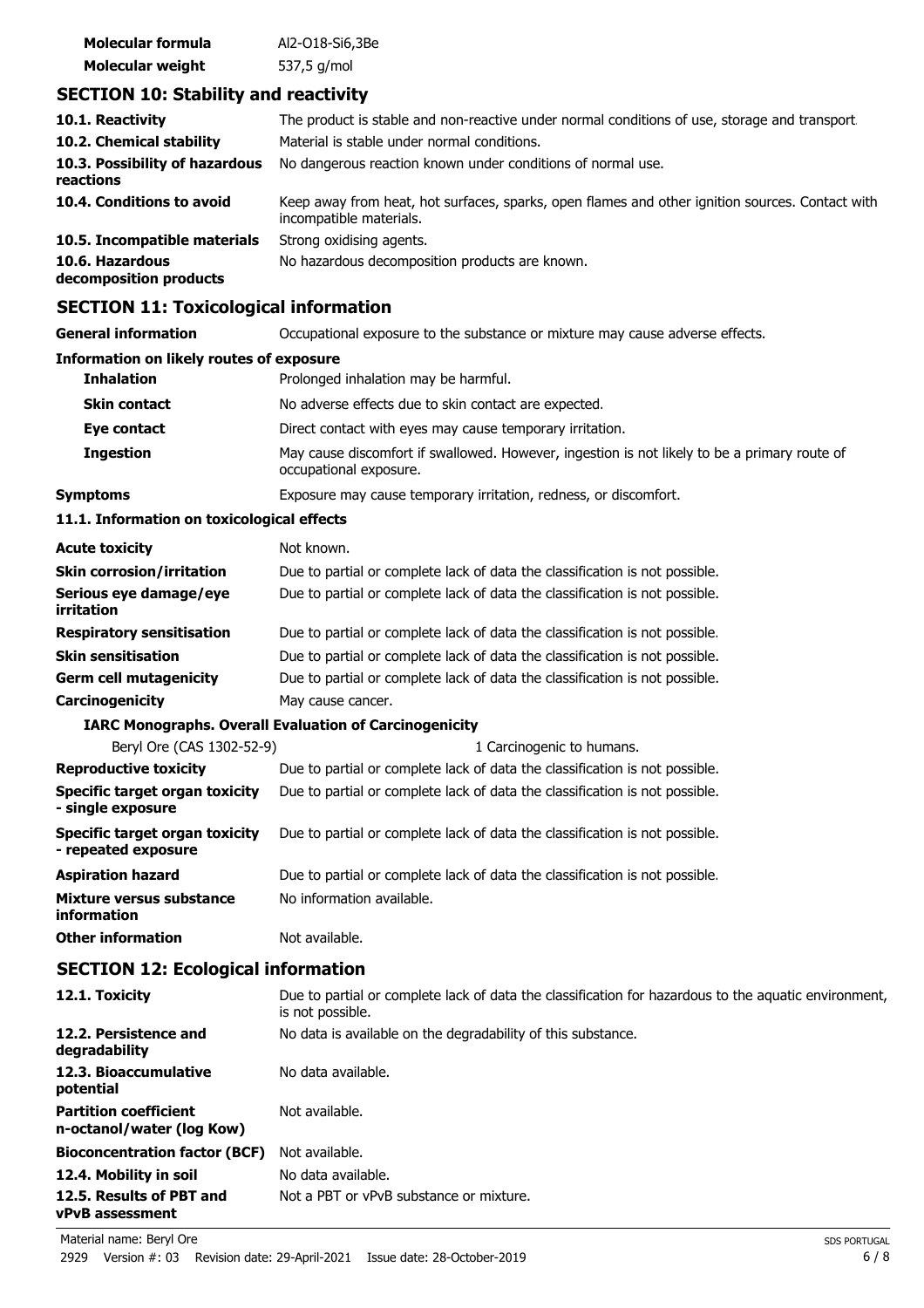| | |
|---|---|
| **Molecular formula** | Al2-O18-Si6,3Be |
| **Molecular weight** | 537,5 g/mol |

## SECTION 10: Stability and reactivity

| | |
|---|---|
| **10.1. Reactivity** | The product is stable and non-reactive under normal conditions of use, storage and transport. |
| **10.2. Chemical stability** | Material is stable under normal conditions. |
| **10.3. Possibility of hazardous reactions** | No dangerous reaction known under conditions of normal use. |
| **10.4. Conditions to avoid** | Keep away from heat, hot surfaces, sparks, open flames and other ignition sources. Contact with incompatible materials. |
| **10.5. Incompatible materials** | Strong oxidising agents. |
| **10.6. Hazardous decomposition products** | No hazardous decomposition products are known. |

## SECTION 11: Toxicological information

| | |
|---|---|
| **General information** | Occupational exposure to the substance or mixture may cause adverse effects. |

**Information on likely routes of exposure**

| | |
|---|---|
| **Inhalation** | Prolonged inhalation may be harmful. |
| **Skin contact** | No adverse effects due to skin contact are expected. |
| **Eye contact** | Direct contact with eyes may cause temporary irritation. |
| **Ingestion** | May cause discomfort if swallowed. However, ingestion is not likely to be a primary route of occupational exposure. |
| **Symptoms** | Exposure may cause temporary irritation, redness, or discomfort. |

**11.1. Information on toxicological effects**

| | |
|---|---|
| **Acute toxicity** | Not known. |
| **Skin corrosion/irritation** | Due to partial or complete lack of data the classification is not possible. |
| **Serious eye damage/eye irritation** | Due to partial or complete lack of data the classification is not possible. |
| **Respiratory sensitisation** | Due to partial or complete lack of data the classification is not possible. |
| **Skin sensitisation** | Due to partial or complete lack of data the classification is not possible. |
| **Germ cell mutagenicity** | Due to partial or complete lack of data the classification is not possible. |
| **Carcinogenicity** | May cause cancer. |

**IARC Monographs. Overall Evaluation of Carcinogenicity**

| | |
|---|---|
| Beryl Ore (CAS 1302-52-9) | 1 Carcinogenic to humans. |

| | |
|---|---|
| **Reproductive toxicity** | Due to partial or complete lack of data the classification is not possible. |
| **Specific target organ toxicity - single exposure** | Due to partial or complete lack of data the classification is not possible. |
| **Specific target organ toxicity - repeated exposure** | Due to partial or complete lack of data the classification is not possible. |
| **Aspiration hazard** | Due to partial or complete lack of data the classification is not possible. |
| **Mixture versus substance information** | No information available. |
| **Other information** | Not available. |

## SECTION 12: Ecological information

| | |
|---|---|
| **12.1. Toxicity** | Due to partial or complete lack of data the classification for hazardous to the aquatic environment, is not possible. |
| **12.2. Persistence and degradability** | No data is available on the degradability of this substance. |
| **12.3. Bioaccumulative potential** | No data available. |
| **Partition coefficient n-octanol/water (log Kow)** | Not available. |
| **Bioconcentration factor (BCF)** | Not available. |
| **12.4. Mobility in soil** | No data available. |
| **12.5. Results of PBT and vPvB assessment** | Not a PBT or vPvB substance or mixture. |

Material name: Beryl Ore

2929 Version #: 03 Revision date: 29-April-2021 Issue date: 28-October-2019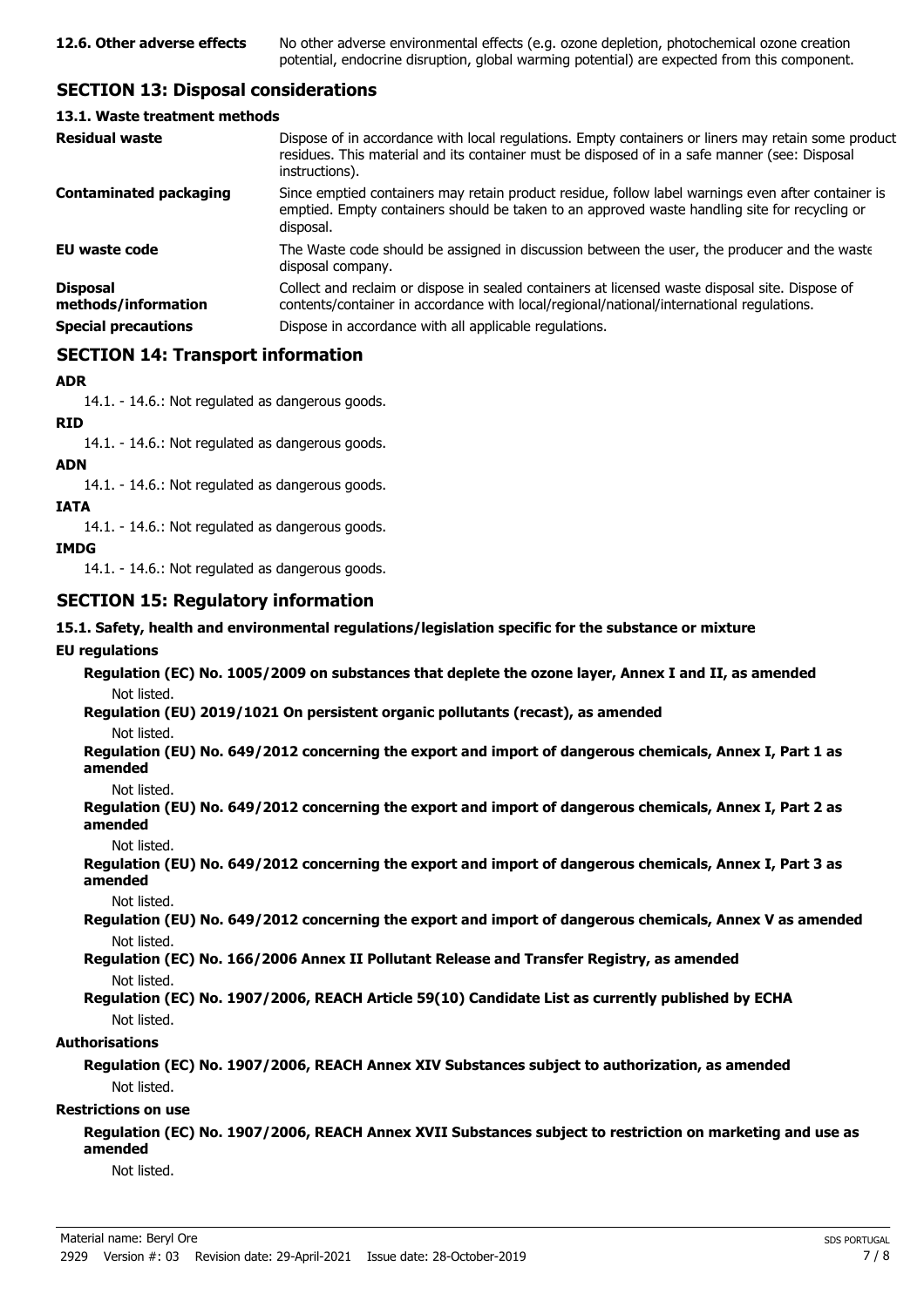**12.6. Other adverse effects** No other adverse environmental effects (e.g. ozone depletion, photochemical ozone creation potential, endocrine disruption, global warming potential) are expected from this component.

## SECTION 13: Disposal considerations

### 13.1. Waste treatment methods

**Residual waste** Dispose of in accordance with local regulations. Empty containers or liners may retain some product residues. This material and its container must be disposed of in a safe manner (see: Disposal instructions).

**Contaminated packaging** Since emptied containers may retain product residue, follow label warnings even after container is emptied. Empty containers should be taken to an approved waste handling site for recycling or disposal.

**EU waste code** The Waste code should be assigned in discussion between the user, the producer and the waste disposal company.

**Disposal methods/information** Collect and reclaim or dispose in sealed containers at licensed waste disposal site. Dispose of contents/container in accordance with local/regional/national/international regulations.

**Special precautions** Dispose in accordance with all applicable regulations.

## SECTION 14: Transport information

**ADR**

14.1. - 14.6.: Not regulated as dangerous goods.

**RID**

14.1. - 14.6.: Not regulated as dangerous goods.

**ADN**

14.1. - 14.6.: Not regulated as dangerous goods.

**IATA**

14.1. - 14.6.: Not regulated as dangerous goods.

**IMDG**

14.1. - 14.6.: Not regulated as dangerous goods.

## SECTION 15: Regulatory information

**15.1. Safety, health and environmental regulations/legislation specific for the substance or mixture**

**EU regulations**

**Regulation (EC) No. 1005/2009 on substances that deplete the ozone layer, Annex I and II, as amended**

Not listed.

**Regulation (EU) 2019/1021 On persistent organic pollutants (recast), as amended**

Not listed.

**Regulation (EU) No. 649/2012 concerning the export and import of dangerous chemicals, Annex I, Part 1 as amended**

Not listed.

**Regulation (EU) No. 649/2012 concerning the export and import of dangerous chemicals, Annex I, Part 2 as amended**

Not listed.

**Regulation (EU) No. 649/2012 concerning the export and import of dangerous chemicals, Annex I, Part 3 as amended**

Not listed.

**Regulation (EU) No. 649/2012 concerning the export and import of dangerous chemicals, Annex V as amended**

Not listed.

**Regulation (EC) No. 166/2006 Annex II Pollutant Release and Transfer Registry, as amended**

Not listed.

**Regulation (EC) No. 1907/2006, REACH Article 59(10) Candidate List as currently published by ECHA**

Not listed.

**Authorisations**

**Regulation (EC) No. 1907/2006, REACH Annex XIV Substances subject to authorization, as amended**

Not listed.

**Restrictions on use**

**Regulation (EC) No. 1907/2006, REACH Annex XVII Substances subject to restriction on marketing and use as amended**

Not listed.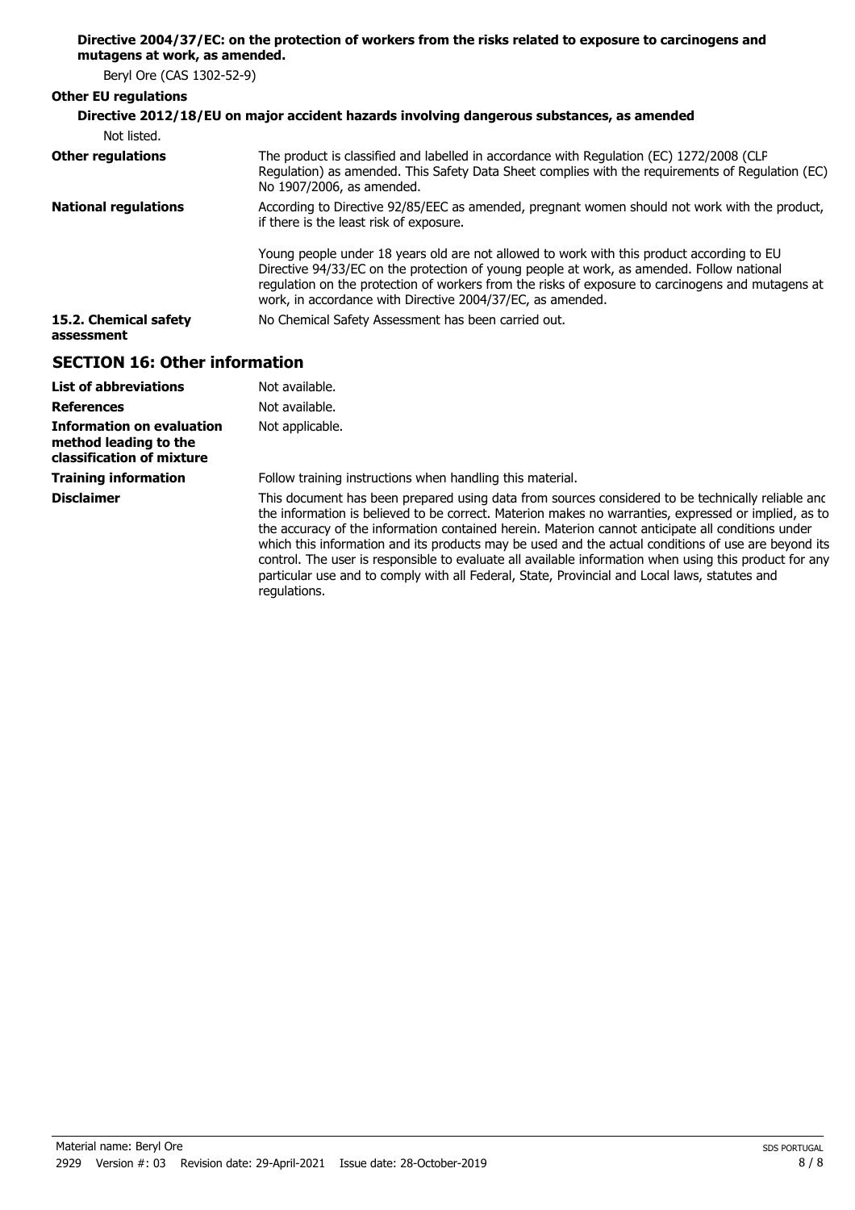**Directive 2004/37/EC: on the protection of workers from the risks related to exposure to carcinogens and mutagens at work, as amended.**

Beryl Ore (CAS 1302-52-9)

**Other EU regulations**

**Directive 2012/18/EU on major accident hazards involving dangerous substances, as amended**

Not listed.

**Other regulations**

The product is classified and labelled in accordance with Regulation (EC) 1272/2008 (CLP Regulation) as amended. This Safety Data Sheet complies with the requirements of Regulation (EC) No 1907/2006, as amended.

**National regulations**

According to Directive 92/85/EEC as amended, pregnant women should not work with the product, if there is the least risk of exposure.

Young people under 18 years old are not allowed to work with this product according to EU Directive 94/33/EC on the protection of young people at work, as amended. Follow national regulation on the protection of workers from the risks of exposure to carcinogens and mutagens at work, in accordance with Directive 2004/37/EC, as amended.

**15.2. Chemical safety assessment**

No Chemical Safety Assessment has been carried out.

## SECTION 16: Other information

**List of abbreviations**

Not available.

**References**

Not available.

**Information on evaluation method leading to the classification of mixture**

Not applicable.

**Training information**

Follow training instructions when handling this material.

**Disclaimer**

This document has been prepared using data from sources considered to be technically reliable and the information is believed to be correct. Materion makes no warranties, expressed or implied, as to the accuracy of the information contained herein. Materion cannot anticipate all conditions under which this information and its products may be used and the actual conditions of use are beyond its control. The user is responsible to evaluate all available information when using this product for any particular use and to comply with all Federal, State, Provincial and Local laws, statutes and regulations.